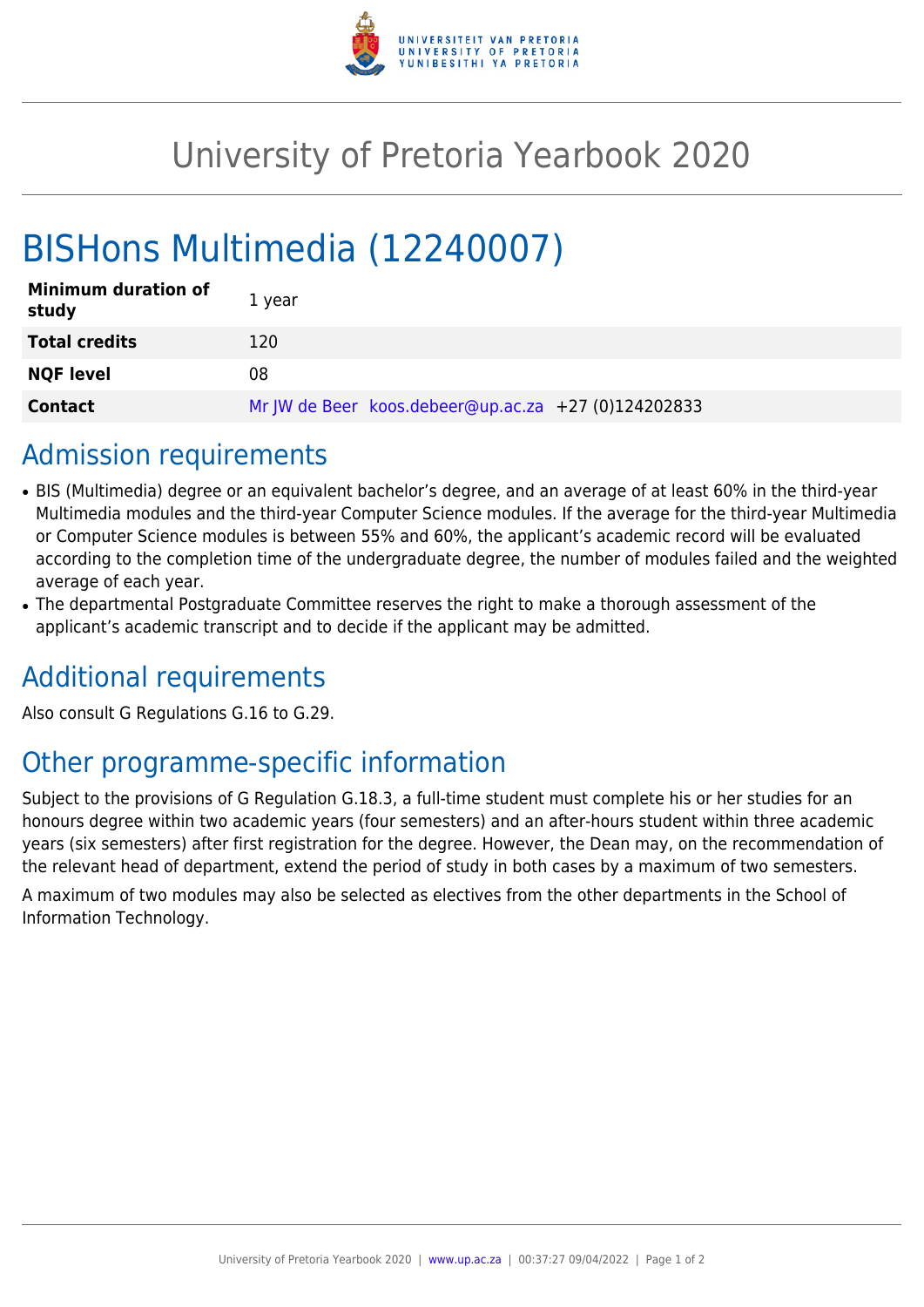# University of Pretoria Yearbook 2020

# BISHons Multimedia (12240007)

| Minimum duration of study | 1 year |
| --- | --- |
| **Total credits** | 120 |
| **NQF level** | 08 |
| **Contact** | Mr JW de Beer koos.debeer@up.ac.za +27 (0)124202833 |

## Admission requirements

- BIS (Multimedia) degree or an equivalent bachelor's degree, and an average of at least 60% in the third-year Multimedia modules and the third-year Computer Science modules. If the average for the third-year Multimedia or Computer Science modules is between 55% and 60%, the applicant's academic record will be evaluated according to the completion time of the undergraduate degree, the number of modules failed and the weighted average of each year.
- The departmental Postgraduate Committee reserves the right to make a thorough assessment of the applicant's academic transcript and to decide if the applicant may be admitted.

## Additional requirements

Also consult G Regulations G.16 to G.29.

## Other programme-specific information

Subject to the provisions of G Regulation G.18.3, a full-time student must complete his or her studies for an honours degree within two academic years (four semesters) and an after-hours student within three academic years (six semesters) after first registration for the degree. However, the Dean may, on the recommendation of the relevant head of department, extend the period of study in both cases by a maximum of two semesters.

A maximum of two modules may also be selected as electives from the other departments in the School of Information Technology.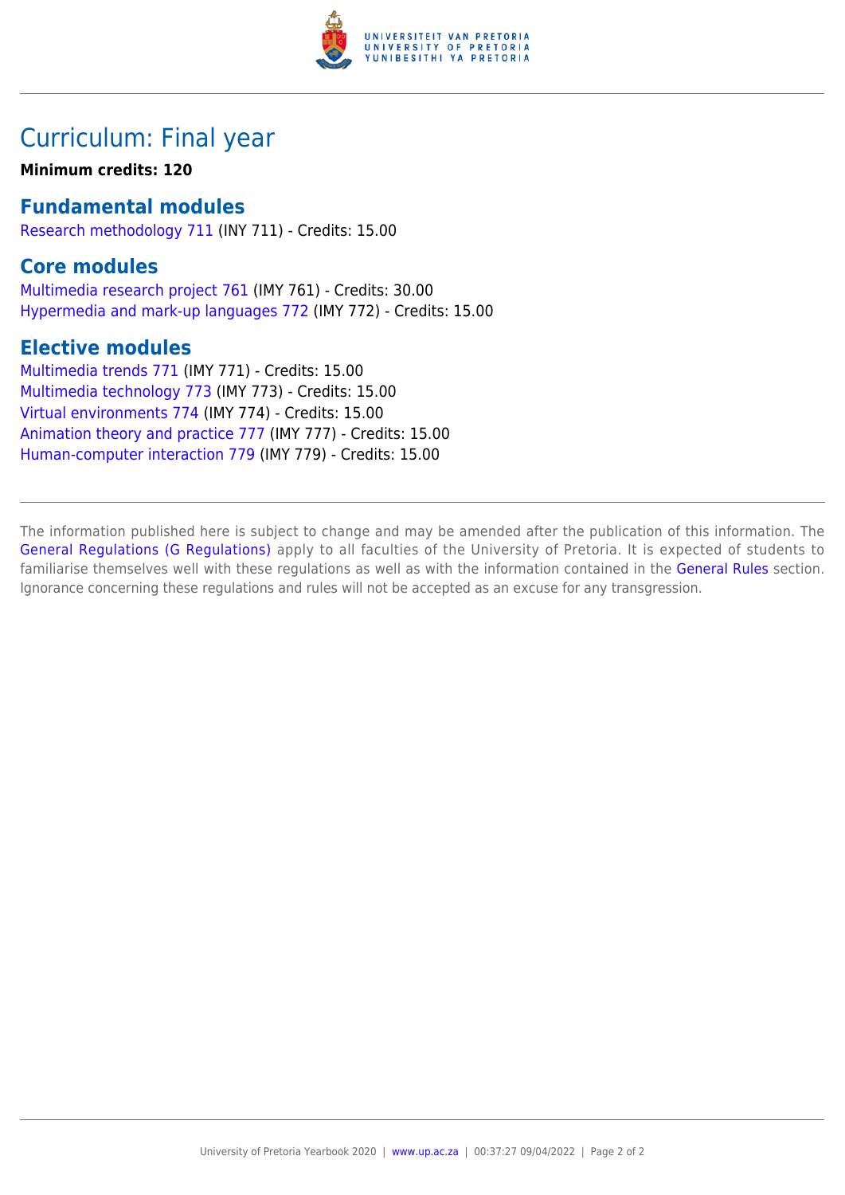# Curriculum: Final year

**Minimum credits: 120**

## Fundamental modules

Research methodology 711 (INY 711) - Credits: 15.00

## Core modules

Multimedia research project 761 (IMY 761) - Credits: 30.00
Hypermedia and mark-up languages 772 (IMY 772) - Credits: 15.00

## Elective modules

Multimedia trends 771 (IMY 771) - Credits: 15.00
Multimedia technology 773 (IMY 773) - Credits: 15.00
Virtual environments 774 (IMY 774) - Credits: 15.00
Animation theory and practice 777 (IMY 777) - Credits: 15.00
Human-computer interaction 779 (IMY 779) - Credits: 15.00

---

The information published here is subject to change and may be amended after the publication of this information. The General Regulations (G Regulations) apply to all faculties of the University of Pretoria. It is expected of students to familiarise themselves well with these regulations as well as with the information contained in the General Rules section. Ignorance concerning these regulations and rules will not be accepted as an excuse for any transgression.